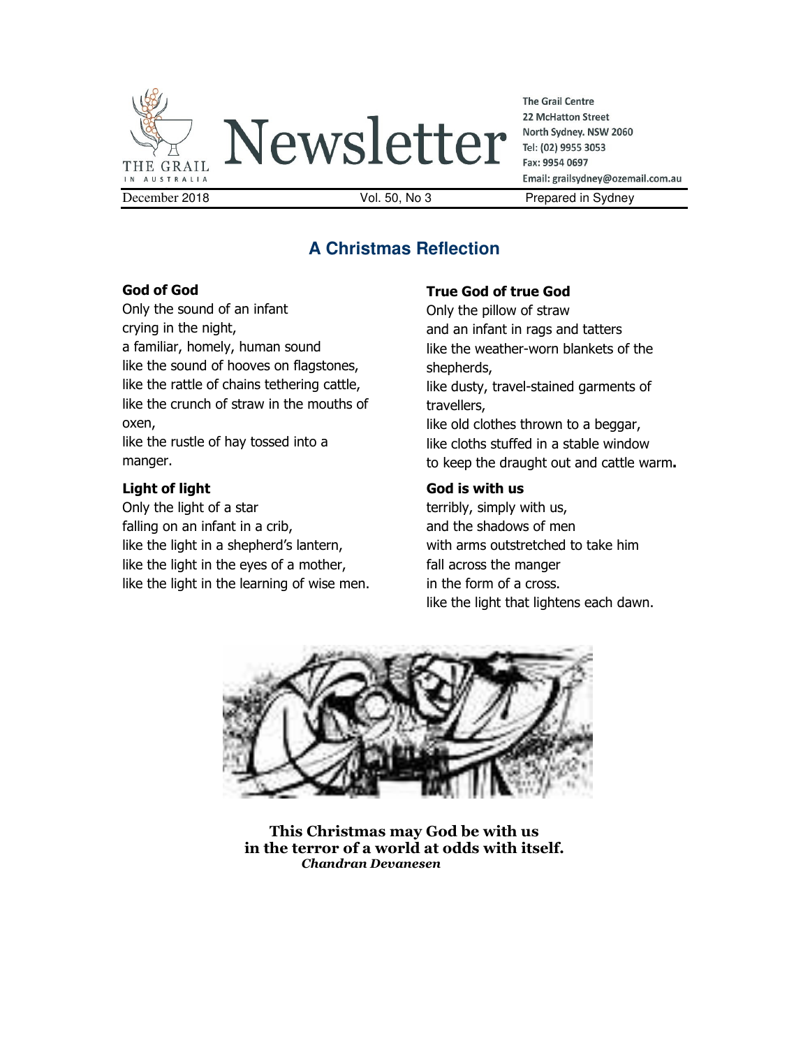# Newsletter

THE GRAIL IN AUSTRALIA

The Grail Centre
22 McHatton Street
North Sydney. NSW 2060
Tel: (02) 9955 3053
Fax: 9954 0697
Email: grailsydney@ozemail.com.au

December 2018 | Vol. 50, No 3 | Prepared in Sydney

## A Christmas Reflection

**God of God**
Only the sound of an infant
crying in the night,
a familiar, homely, human sound
like the sound of hooves on flagstones,
like the rattle of chains tethering cattle,
like the crunch of straw in the mouths of oxen,
like the rustle of hay tossed into a manger.

**Light of light**
Only the light of a star
falling on an infant in a crib,
like the light in a shepherd's lantern,
like the light in the eyes of a mother,
like the light in the learning of wise men.

**True God of true God**
Only the pillow of straw
and an infant in rags and tatters
like the weather-worn blankets of the shepherds,
like dusty, travel-stained garments of travellers,
like old clothes thrown to a beggar,
like cloths stuffed in a stable window
to keep the draught out and cattle warm**.**

**God is with us**
terribly, simply with us,
and the shadows of men
with arms outstretched to take him
fall across the manger
in the form of a cross.
like the light that lightens each dawn.

**This Christmas may God be with us**
**in the terror of a world at odds with itself.**
***Chandran Devanesen***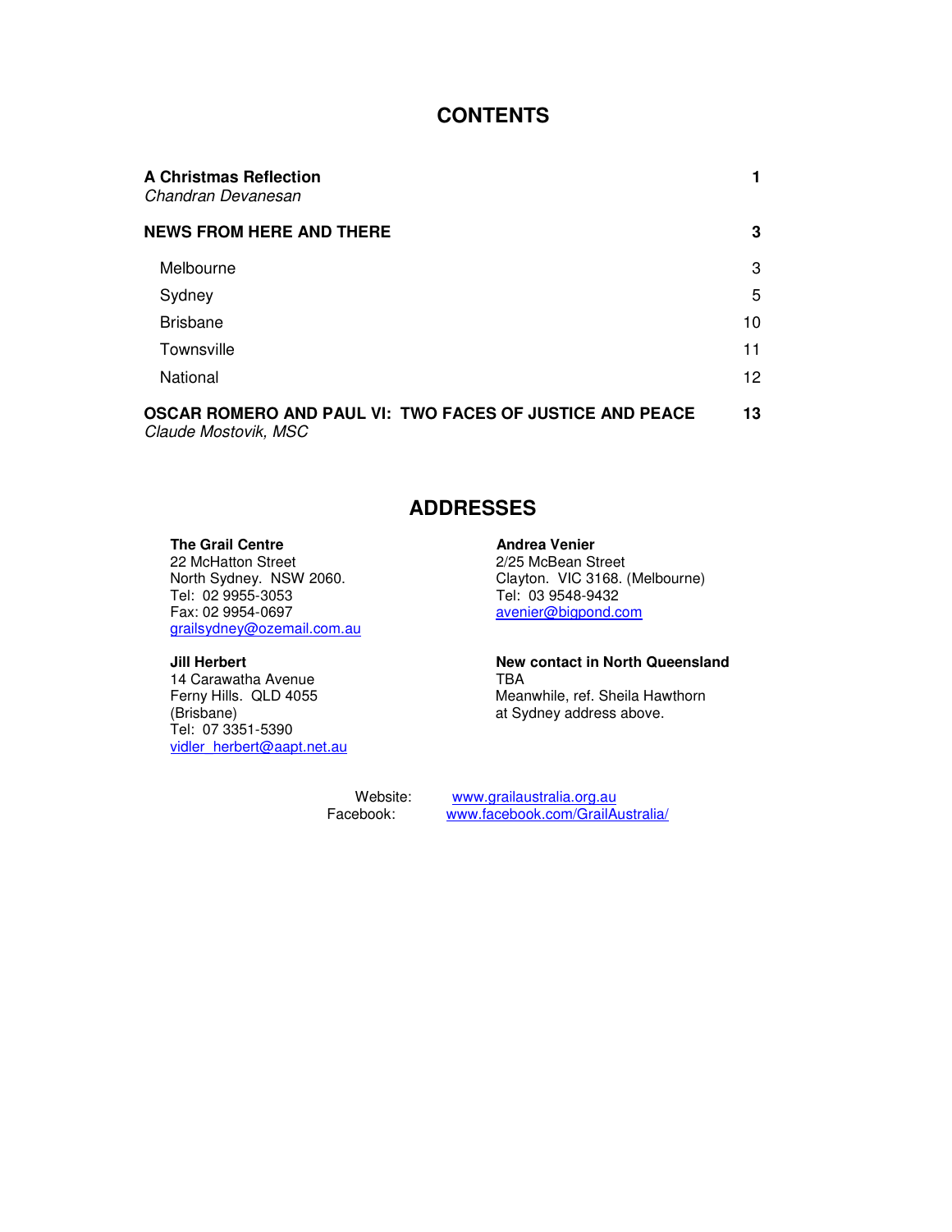# CONTENTS

| | |
|---|---|
| **A Christmas Reflection**<br>*Chandran Devanesan* | **1** |
| **NEWS FROM HERE AND THERE** | **3** |
| Melbourne | 3 |
| Sydney | 5 |
| Brisbane | 10 |
| Townsville | 11 |
| National | 12 |
| **OSCAR ROMERO AND PAUL VI: TWO FACES OF JUSTICE AND PEACE**<br>*Claude Mostovik, MSC* | **13** |

# ADDRESSES

**The Grail Centre**
22 McHatton Street
North Sydney. NSW 2060.
Tel: 02 9955-3053
Fax: 02 9954-0697
grailsydney@ozemail.com.au

**Andrea Venier**
2/25 McBean Street
Clayton. VIC 3168. (Melbourne)
Tel: 03 9548-9432
avenier@bigpond.com

**Jill Herbert**
14 Carawatha Avenue
Ferny Hills. QLD 4055
(Brisbane)
Tel: 07 3351-5390
vidler_herbert@aapt.net.au

**New contact in North Queensland**
TBA
Meanwhile, ref. Sheila Hawthorn
at Sydney address above.

Website: www.grailaustralia.org.au
Facebook: www.facebook.com/GrailAustralia/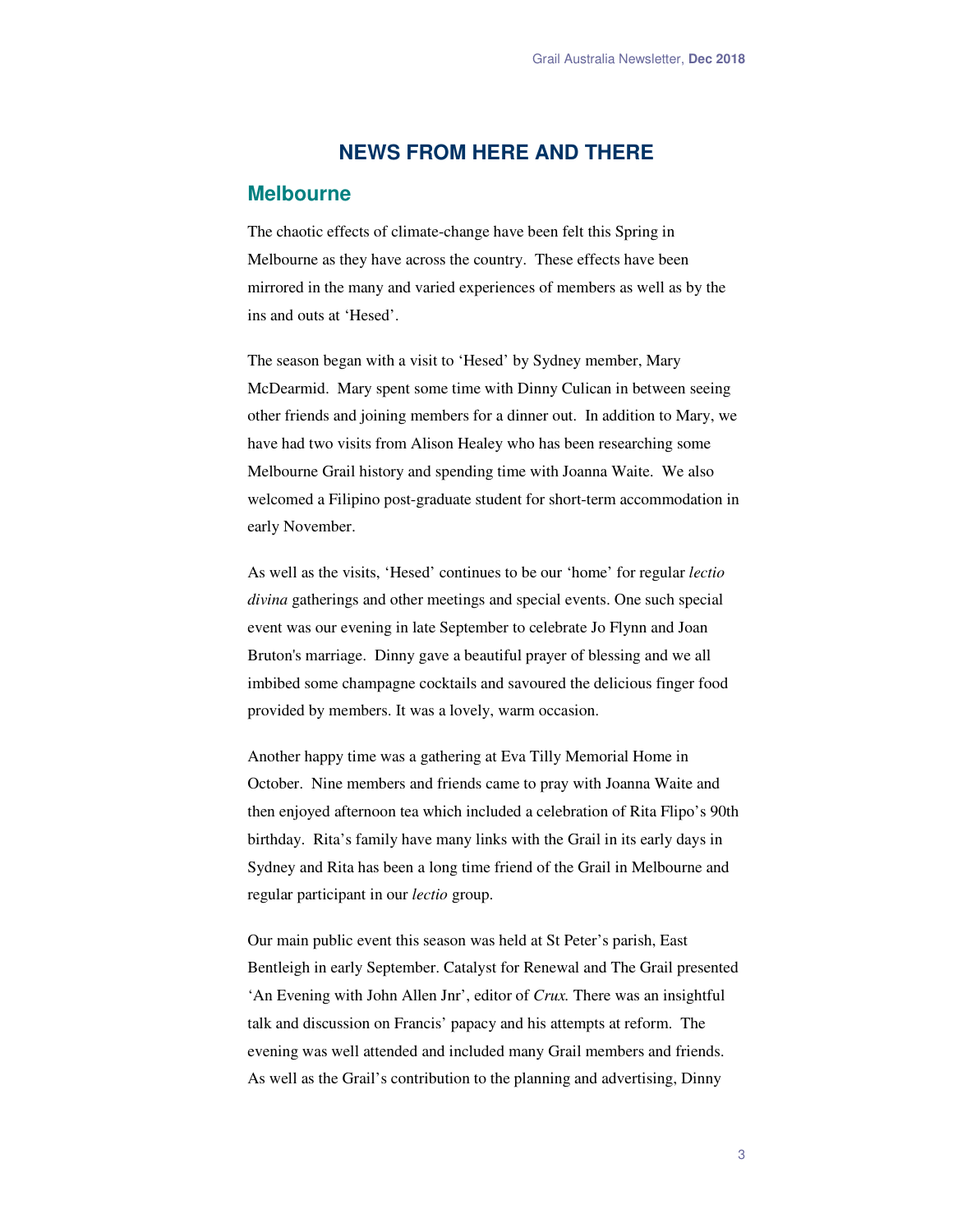# NEWS FROM HERE AND THERE

## Melbourne

The chaotic effects of climate-change have been felt this Spring in Melbourne as they have across the country. These effects have been mirrored in the many and varied experiences of members as well as by the ins and outs at 'Hesed'.

The season began with a visit to 'Hesed' by Sydney member, Mary McDearmid. Mary spent some time with Dinny Culican in between seeing other friends and joining members for a dinner out. In addition to Mary, we have had two visits from Alison Healey who has been researching some Melbourne Grail history and spending time with Joanna Waite. We also welcomed a Filipino post-graduate student for short-term accommodation in early November.

As well as the visits, 'Hesed' continues to be our 'home' for regular *lectio divina* gatherings and other meetings and special events. One such special event was our evening in late September to celebrate Jo Flynn and Joan Bruton's marriage. Dinny gave a beautiful prayer of blessing and we all imbibed some champagne cocktails and savoured the delicious finger food provided by members. It was a lovely, warm occasion.

Another happy time was a gathering at Eva Tilly Memorial Home in October. Nine members and friends came to pray with Joanna Waite and then enjoyed afternoon tea which included a celebration of Rita Flipo's 90th birthday. Rita's family have many links with the Grail in its early days in Sydney and Rita has been a long time friend of the Grail in Melbourne and regular participant in our *lectio* group.

Our main public event this season was held at St Peter's parish, East Bentleigh in early September. Catalyst for Renewal and The Grail presented 'An Evening with John Allen Jnr', editor of *Crux.* There was an insightful talk and discussion on Francis' papacy and his attempts at reform. The evening was well attended and included many Grail members and friends. As well as the Grail's contribution to the planning and advertising, Dinny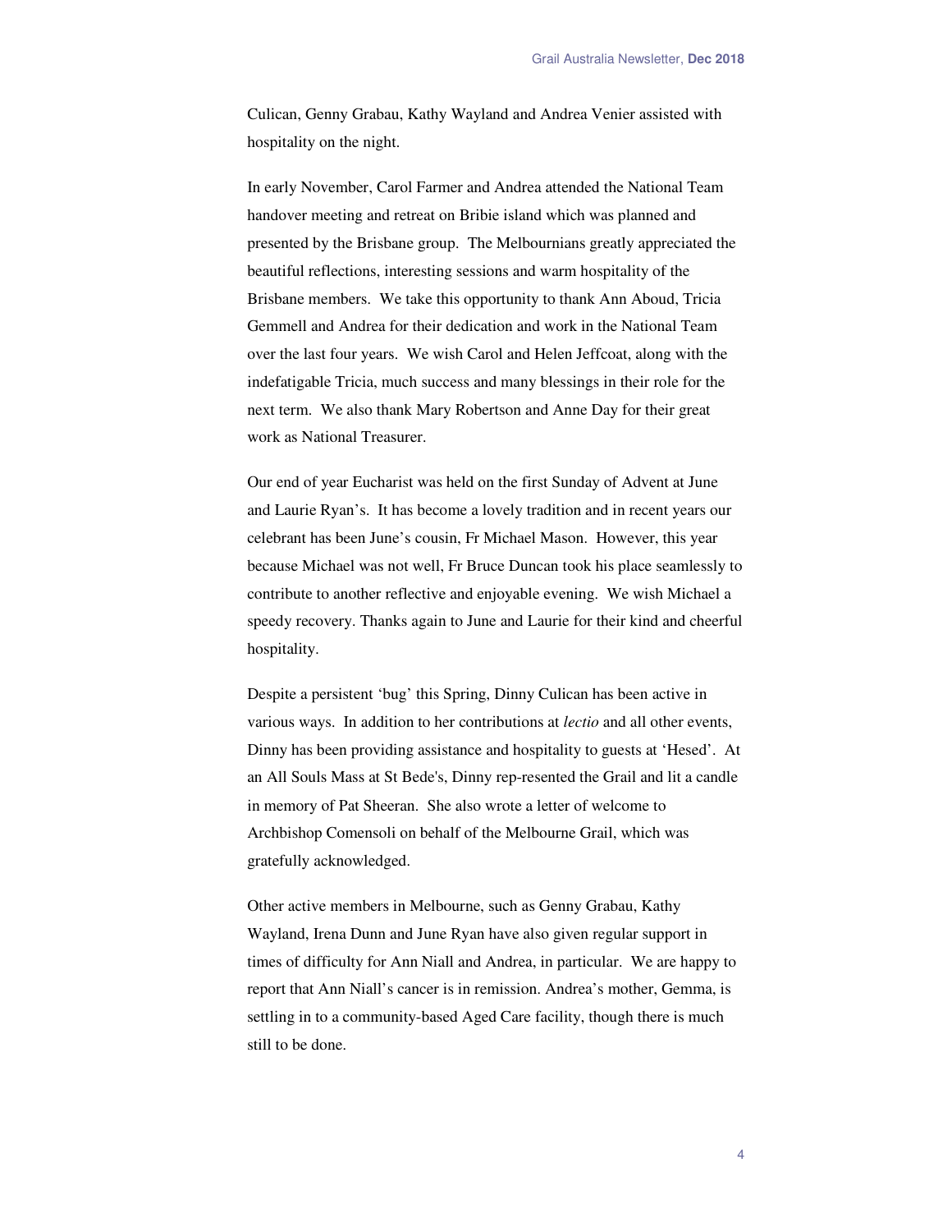Culican, Genny Grabau, Kathy Wayland and Andrea Venier assisted with hospitality on the night.

In early November, Carol Farmer and Andrea attended the National Team handover meeting and retreat on Bribie island which was planned and presented by the Brisbane group. The Melbournians greatly appreciated the beautiful reflections, interesting sessions and warm hospitality of the Brisbane members. We take this opportunity to thank Ann Aboud, Tricia Gemmell and Andrea for their dedication and work in the National Team over the last four years. We wish Carol and Helen Jeffcoat, along with the indefatigable Tricia, much success and many blessings in their role for the next term. We also thank Mary Robertson and Anne Day for their great work as National Treasurer.

Our end of year Eucharist was held on the first Sunday of Advent at June and Laurie Ryan's. It has become a lovely tradition and in recent years our celebrant has been June's cousin, Fr Michael Mason. However, this year because Michael was not well, Fr Bruce Duncan took his place seamlessly to contribute to another reflective and enjoyable evening. We wish Michael a speedy recovery. Thanks again to June and Laurie for their kind and cheerful hospitality.

Despite a persistent 'bug' this Spring, Dinny Culican has been active in various ways. In addition to her contributions at *lectio* and all other events, Dinny has been providing assistance and hospitality to guests at 'Hesed'. At an All Souls Mass at St Bede's, Dinny rep-resented the Grail and lit a candle in memory of Pat Sheeran. She also wrote a letter of welcome to Archbishop Comensoli on behalf of the Melbourne Grail, which was gratefully acknowledged.

Other active members in Melbourne, such as Genny Grabau, Kathy Wayland, Irena Dunn and June Ryan have also given regular support in times of difficulty for Ann Niall and Andrea, in particular. We are happy to report that Ann Niall's cancer is in remission. Andrea's mother, Gemma, is settling in to a community-based Aged Care facility, though there is much still to be done.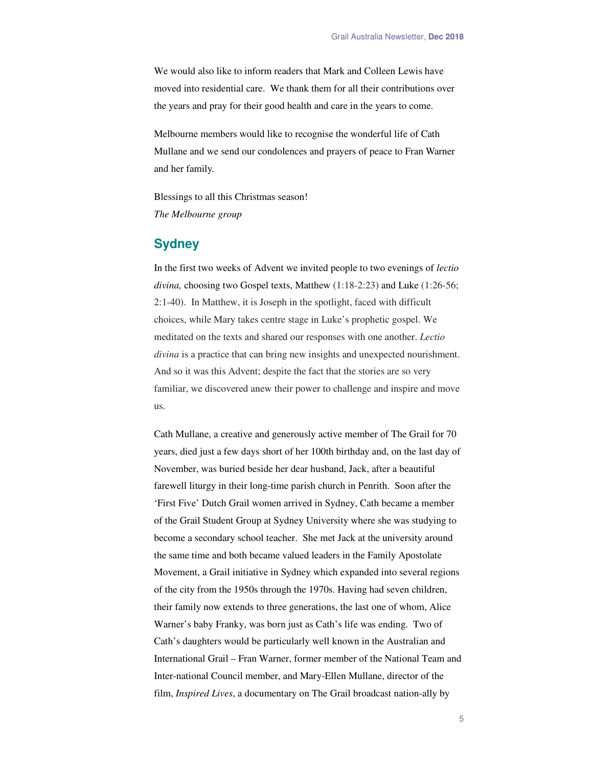We would also like to inform readers that Mark and Colleen Lewis have moved into residential care. We thank them for all their contributions over the years and pray for their good health and care in the years to come.

Melbourne members would like to recognise the wonderful life of Cath Mullane and we send our condolences and prayers of peace to Fran Warner and her family.

Blessings to all this Christmas season!
*The Melbourne group*

## Sydney

In the first two weeks of Advent we invited people to two evenings of *lectio divina,* choosing two Gospel texts, Matthew (1:18-2:23) and Luke (1:26-56; 2:1-40). In Matthew, it is Joseph in the spotlight, faced with difficult choices, while Mary takes centre stage in Luke's prophetic gospel. We meditated on the texts and shared our responses with one another. *Lectio divina* is a practice that can bring new insights and unexpected nourishment. And so it was this Advent; despite the fact that the stories are so very familiar, we discovered anew their power to challenge and inspire and move us.

Cath Mullane, a creative and generously active member of The Grail for 70 years, died just a few days short of her 100th birthday and, on the last day of November, was buried beside her dear husband, Jack, after a beautiful farewell liturgy in their long-time parish church in Penrith. Soon after the 'First Five' Dutch Grail women arrived in Sydney, Cath became a member of the Grail Student Group at Sydney University where she was studying to become a secondary school teacher. She met Jack at the university around the same time and both became valued leaders in the Family Apostolate Movement, a Grail initiative in Sydney which expanded into several regions of the city from the 1950s through the 1970s. Having had seven children, their family now extends to three generations, the last one of whom, Alice Warner's baby Franky, was born just as Cath's life was ending. Two of Cath's daughters would be particularly well known in the Australian and International Grail – Fran Warner, former member of the National Team and Inter-national Council member, and Mary-Ellen Mullane, director of the film, *Inspired Lives*, a documentary on The Grail broadcast nation-ally by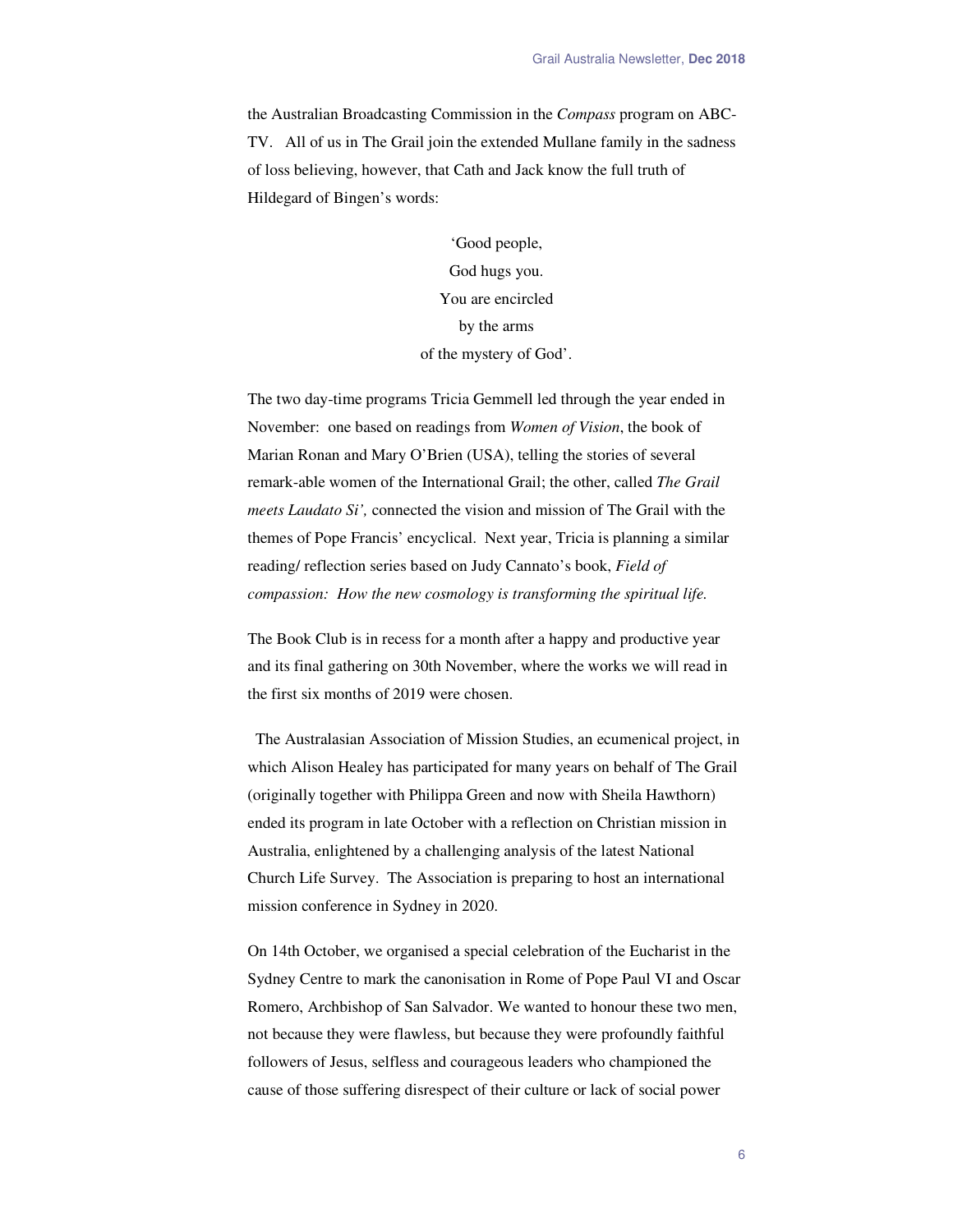the Australian Broadcasting Commission in the *Compass* program on ABC-TV. All of us in The Grail join the extended Mullane family in the sadness of loss believing, however, that Cath and Jack know the full truth of Hildegard of Bingen's words:

'Good people,  
God hugs you.  
You are encircled  
by the arms  
of the mystery of God'.

The two day-time programs Tricia Gemmell led through the year ended in November: one based on readings from *Women of Vision*, the book of Marian Ronan and Mary O'Brien (USA), telling the stories of several remark-able women of the International Grail; the other, called *The Grail meets Laudato Si',* connected the vision and mission of The Grail with the themes of Pope Francis' encyclical. Next year, Tricia is planning a similar reading/ reflection series based on Judy Cannato's book, *Field of compassion: How the new cosmology is transforming the spiritual life.*

The Book Club is in recess for a month after a happy and productive year and its final gathering on 30th November, where the works we will read in the first six months of 2019 were chosen.

The Australasian Association of Mission Studies, an ecumenical project, in which Alison Healey has participated for many years on behalf of The Grail (originally together with Philippa Green and now with Sheila Hawthorn) ended its program in late October with a reflection on Christian mission in Australia, enlightened by a challenging analysis of the latest National Church Life Survey. The Association is preparing to host an international mission conference in Sydney in 2020.

On 14th October, we organised a special celebration of the Eucharist in the Sydney Centre to mark the canonisation in Rome of Pope Paul VI and Oscar Romero, Archbishop of San Salvador. We wanted to honour these two men, not because they were flawless, but because they were profoundly faithful followers of Jesus, selfless and courageous leaders who championed the cause of those suffering disrespect of their culture or lack of social power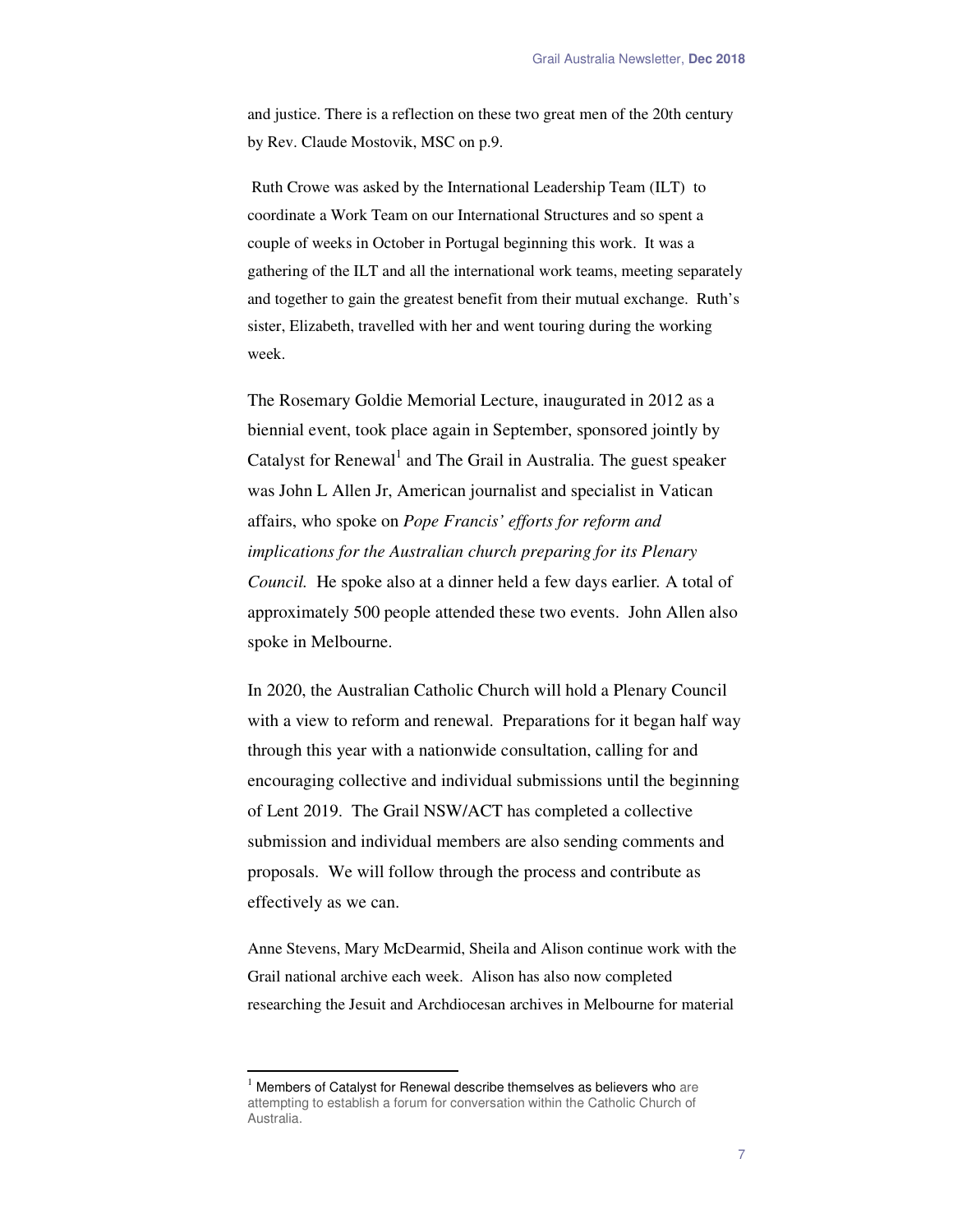and justice. There is a reflection on these two great men of the 20th century by Rev. Claude Mostovik, MSC on p.9.

Ruth Crowe was asked by the International Leadership Team (ILT) to coordinate a Work Team on our International Structures and so spent a couple of weeks in October in Portugal beginning this work. It was a gathering of the ILT and all the international work teams, meeting separately and together to gain the greatest benefit from their mutual exchange. Ruth's sister, Elizabeth, travelled with her and went touring during the working week.

The Rosemary Goldie Memorial Lecture, inaugurated in 2012 as a biennial event, took place again in September, sponsored jointly by Catalyst for Renewal[1] and The Grail in Australia. The guest speaker was John L Allen Jr, American journalist and specialist in Vatican affairs, who spoke on *Pope Francis' efforts for reform and implications for the Australian church preparing for its Plenary Council.* He spoke also at a dinner held a few days earlier. A total of approximately 500 people attended these two events. John Allen also spoke in Melbourne.

In 2020, the Australian Catholic Church will hold a Plenary Council with a view to reform and renewal. Preparations for it began half way through this year with a nationwide consultation, calling for and encouraging collective and individual submissions until the beginning of Lent 2019. The Grail NSW/ACT has completed a collective submission and individual members are also sending comments and proposals. We will follow through the process and contribute as effectively as we can.

Anne Stevens, Mary McDearmid, Sheila and Alison continue work with the Grail national archive each week. Alison has also now completed researching the Jesuit and Archdiocesan archives in Melbourne for material

---

[1] Members of Catalyst for Renewal describe themselves as believers who are attempting to establish a forum for conversation within the Catholic Church of Australia.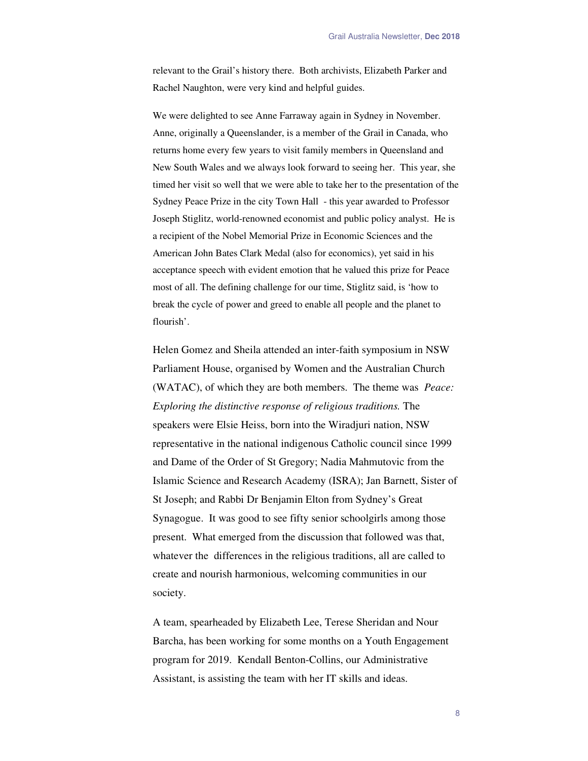relevant to the Grail's history there. Both archivists, Elizabeth Parker and Rachel Naughton, were very kind and helpful guides.

We were delighted to see Anne Farraway again in Sydney in November. Anne, originally a Queenslander, is a member of the Grail in Canada, who returns home every few years to visit family members in Queensland and New South Wales and we always look forward to seeing her. This year, she timed her visit so well that we were able to take her to the presentation of the Sydney Peace Prize in the city Town Hall - this year awarded to Professor Joseph Stiglitz, world-renowned economist and public policy analyst. He is a recipient of the Nobel Memorial Prize in Economic Sciences and the American John Bates Clark Medal (also for economics), yet said in his acceptance speech with evident emotion that he valued this prize for Peace most of all. The defining challenge for our time, Stiglitz said, is 'how to break the cycle of power and greed to enable all people and the planet to flourish'.

Helen Gomez and Sheila attended an inter-faith symposium in NSW Parliament House, organised by Women and the Australian Church (WATAC), of which they are both members. The theme was *Peace: Exploring the distinctive response of religious traditions.* The speakers were Elsie Heiss, born into the Wiradjuri nation, NSW representative in the national indigenous Catholic council since 1999 and Dame of the Order of St Gregory; Nadia Mahmutovic from the Islamic Science and Research Academy (ISRA); Jan Barnett, Sister of St Joseph; and Rabbi Dr Benjamin Elton from Sydney's Great Synagogue. It was good to see fifty senior schoolgirls among those present. What emerged from the discussion that followed was that, whatever the differences in the religious traditions, all are called to create and nourish harmonious, welcoming communities in our society.

A team, spearheaded by Elizabeth Lee, Terese Sheridan and Nour Barcha, has been working for some months on a Youth Engagement program for 2019. Kendall Benton-Collins, our Administrative Assistant, is assisting the team with her IT skills and ideas.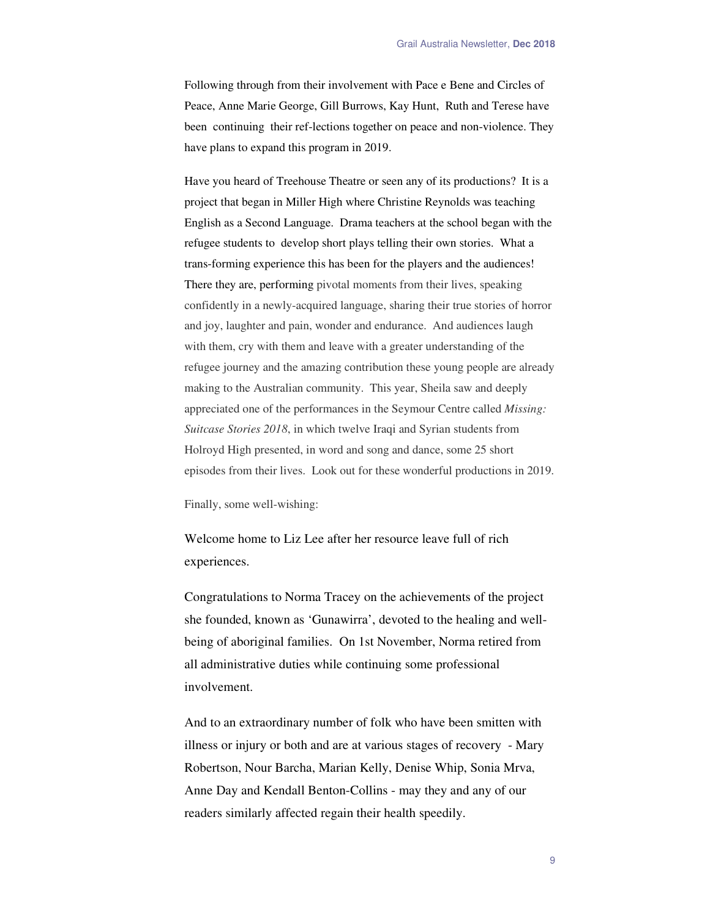Following through from their involvement with Pace e Bene and Circles of Peace, Anne Marie George, Gill Burrows, Kay Hunt, Ruth and Terese have been continuing their ref-lections together on peace and non-violence. They have plans to expand this program in 2019.

Have you heard of Treehouse Theatre or seen any of its productions? It is a project that began in Miller High where Christine Reynolds was teaching English as a Second Language. Drama teachers at the school began with the refugee students to develop short plays telling their own stories. What a trans-forming experience this has been for the players and the audiences! There they are, performing pivotal moments from their lives, speaking confidently in a newly-acquired language, sharing their true stories of horror and joy, laughter and pain, wonder and endurance. And audiences laugh with them, cry with them and leave with a greater understanding of the refugee journey and the amazing contribution these young people are already making to the Australian community. This year, Sheila saw and deeply appreciated one of the performances in the Seymour Centre called *Missing: Suitcase Stories 2018*, in which twelve Iraqi and Syrian students from Holroyd High presented, in word and song and dance, some 25 short episodes from their lives. Look out for these wonderful productions in 2019.

Finally, some well-wishing:

Welcome home to Liz Lee after her resource leave full of rich experiences.

Congratulations to Norma Tracey on the achievements of the project she founded, known as 'Gunawirra', devoted to the healing and well-being of aboriginal families. On 1st November, Norma retired from all administrative duties while continuing some professional involvement.

And to an extraordinary number of folk who have been smitten with illness or injury or both and are at various stages of recovery - Mary Robertson, Nour Barcha, Marian Kelly, Denise Whip, Sonia Mrva, Anne Day and Kendall Benton-Collins - may they and any of our readers similarly affected regain their health speedily.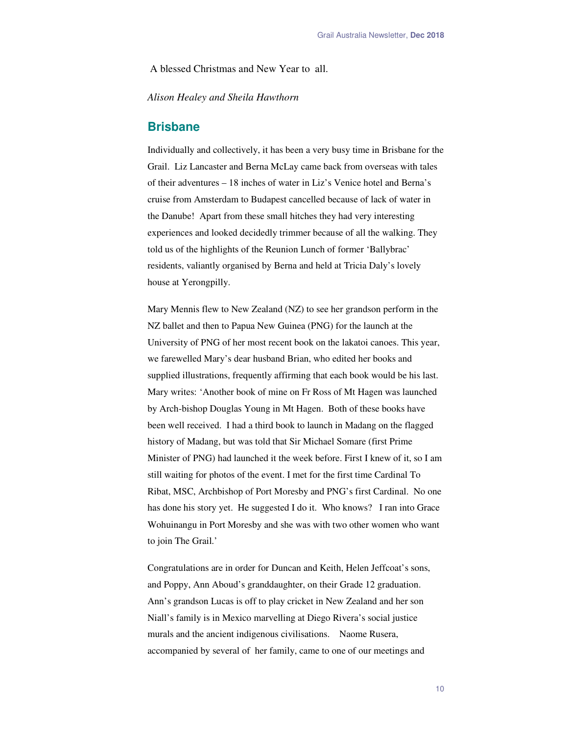A blessed Christmas and New Year to all.

*Alison Healey and Sheila Hawthorn*

## Brisbane

Individually and collectively, it has been a very busy time in Brisbane for the Grail. Liz Lancaster and Berna McLay came back from overseas with tales of their adventures – 18 inches of water in Liz's Venice hotel and Berna's cruise from Amsterdam to Budapest cancelled because of lack of water in the Danube! Apart from these small hitches they had very interesting experiences and looked decidedly trimmer because of all the walking. They told us of the highlights of the Reunion Lunch of former 'Ballybrac' residents, valiantly organised by Berna and held at Tricia Daly's lovely house at Yerongpilly.

Mary Mennis flew to New Zealand (NZ) to see her grandson perform in the NZ ballet and then to Papua New Guinea (PNG) for the launch at the University of PNG of her most recent book on the lakatoi canoes. This year, we farewelled Mary's dear husband Brian, who edited her books and supplied illustrations, frequently affirming that each book would be his last. Mary writes: 'Another book of mine on Fr Ross of Mt Hagen was launched by Arch-bishop Douglas Young in Mt Hagen. Both of these books have been well received. I had a third book to launch in Madang on the flagged history of Madang, but was told that Sir Michael Somare (first Prime Minister of PNG) had launched it the week before. First I knew of it, so I am still waiting for photos of the event. I met for the first time Cardinal To Ribat, MSC, Archbishop of Port Moresby and PNG's first Cardinal. No one has done his story yet. He suggested I do it. Who knows? I ran into Grace Wohuinangu in Port Moresby and she was with two other women who want to join The Grail.'

Congratulations are in order for Duncan and Keith, Helen Jeffcoat's sons, and Poppy, Ann Aboud's granddaughter, on their Grade 12 graduation. Ann's grandson Lucas is off to play cricket in New Zealand and her son Niall's family is in Mexico marvelling at Diego Rivera's social justice murals and the ancient indigenous civilisations. Naome Rusera, accompanied by several of her family, came to one of our meetings and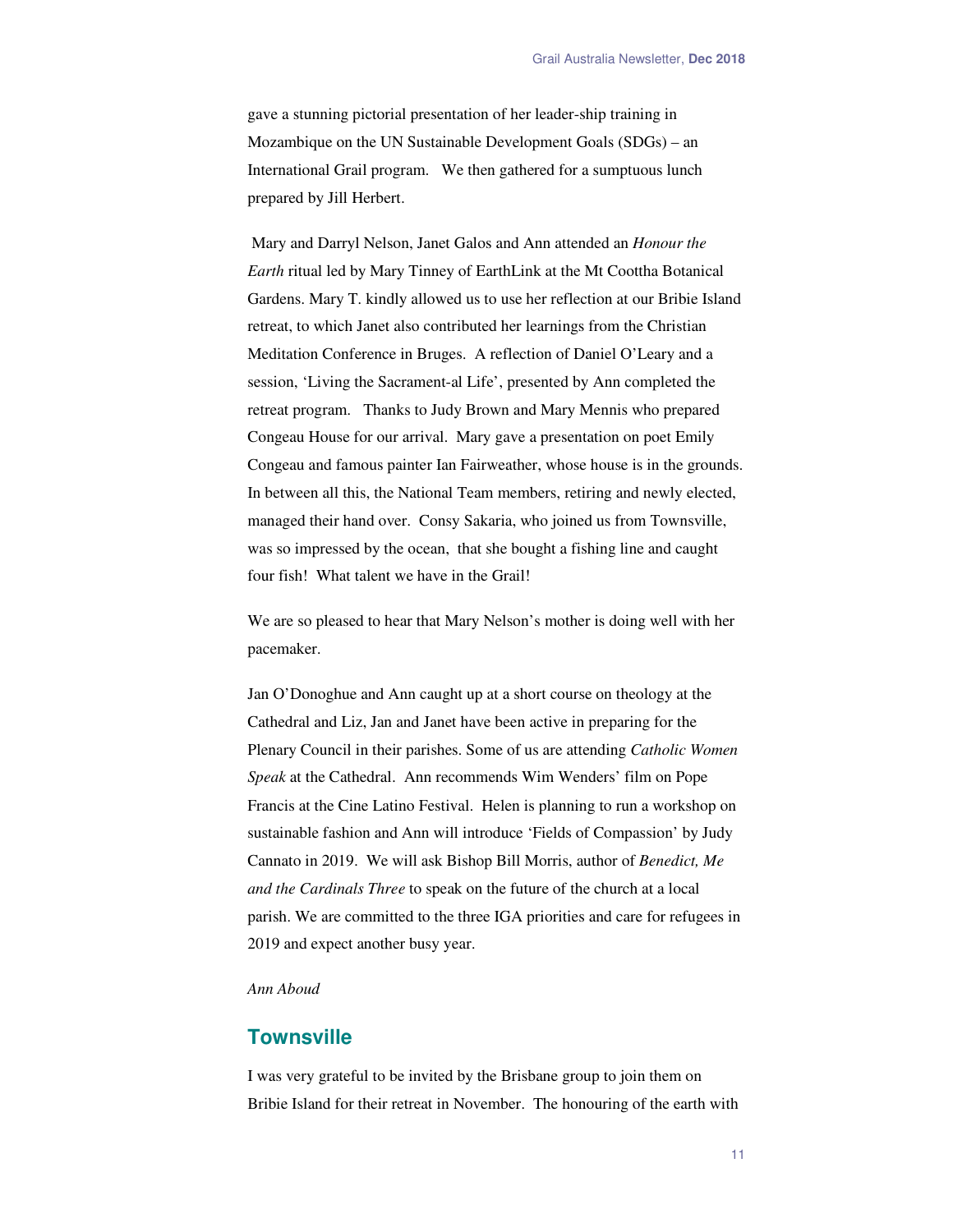gave a stunning pictorial presentation of her leader-ship training in Mozambique on the UN Sustainable Development Goals (SDGs) – an International Grail program. We then gathered for a sumptuous lunch prepared by Jill Herbert.

Mary and Darryl Nelson, Janet Galos and Ann attended an *Honour the Earth* ritual led by Mary Tinney of EarthLink at the Mt Coottha Botanical Gardens. Mary T. kindly allowed us to use her reflection at our Bribie Island retreat, to which Janet also contributed her learnings from the Christian Meditation Conference in Bruges. A reflection of Daniel O'Leary and a session, 'Living the Sacrament-al Life', presented by Ann completed the retreat program. Thanks to Judy Brown and Mary Mennis who prepared Congeau House for our arrival. Mary gave a presentation on poet Emily Congeau and famous painter Ian Fairweather, whose house is in the grounds. In between all this, the National Team members, retiring and newly elected, managed their hand over. Consy Sakaria, who joined us from Townsville, was so impressed by the ocean, that she bought a fishing line and caught four fish! What talent we have in the Grail!

We are so pleased to hear that Mary Nelson's mother is doing well with her pacemaker.

Jan O'Donoghue and Ann caught up at a short course on theology at the Cathedral and Liz, Jan and Janet have been active in preparing for the Plenary Council in their parishes. Some of us are attending *Catholic Women Speak* at the Cathedral. Ann recommends Wim Wenders' film on Pope Francis at the Cine Latino Festival. Helen is planning to run a workshop on sustainable fashion and Ann will introduce 'Fields of Compassion' by Judy Cannato in 2019. We will ask Bishop Bill Morris, author of *Benedict, Me and the Cardinals Three* to speak on the future of the church at a local parish. We are committed to the three IGA priorities and care for refugees in 2019 and expect another busy year.

*Ann Aboud*

## Townsville

I was very grateful to be invited by the Brisbane group to join them on Bribie Island for their retreat in November. The honouring of the earth with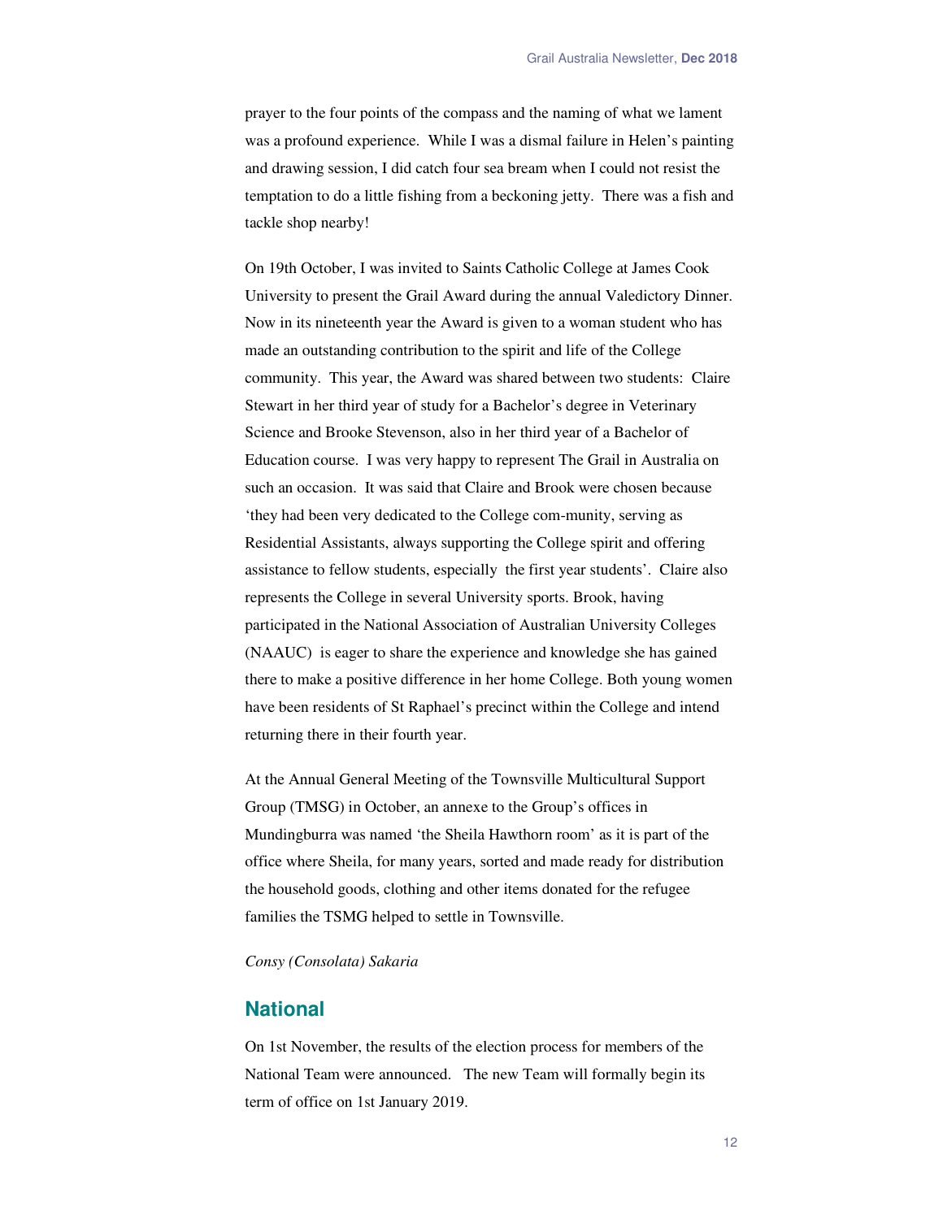prayer to the four points of the compass and the naming of what we lament was a profound experience. While I was a dismal failure in Helen's painting and drawing session, I did catch four sea bream when I could not resist the temptation to do a little fishing from a beckoning jetty. There was a fish and tackle shop nearby!

On 19th October, I was invited to Saints Catholic College at James Cook University to present the Grail Award during the annual Valedictory Dinner. Now in its nineteenth year the Award is given to a woman student who has made an outstanding contribution to the spirit and life of the College community. This year, the Award was shared between two students: Claire Stewart in her third year of study for a Bachelor's degree in Veterinary Science and Brooke Stevenson, also in her third year of a Bachelor of Education course. I was very happy to represent The Grail in Australia on such an occasion. It was said that Claire and Brook were chosen because 'they had been very dedicated to the College com-munity, serving as Residential Assistants, always supporting the College spirit and offering assistance to fellow students, especially the first year students'. Claire also represents the College in several University sports. Brook, having participated in the National Association of Australian University Colleges (NAAUC) is eager to share the experience and knowledge she has gained there to make a positive difference in her home College. Both young women have been residents of St Raphael's precinct within the College and intend returning there in their fourth year.

At the Annual General Meeting of the Townsville Multicultural Support Group (TMSG) in October, an annexe to the Group's offices in Mundingburra was named 'the Sheila Hawthorn room' as it is part of the office where Sheila, for many years, sorted and made ready for distribution the household goods, clothing and other items donated for the refugee families the TSMG helped to settle in Townsville.

*Consy (Consolata) Sakaria*

## National

On 1st November, the results of the election process for members of the National Team were announced. The new Team will formally begin its term of office on 1st January 2019.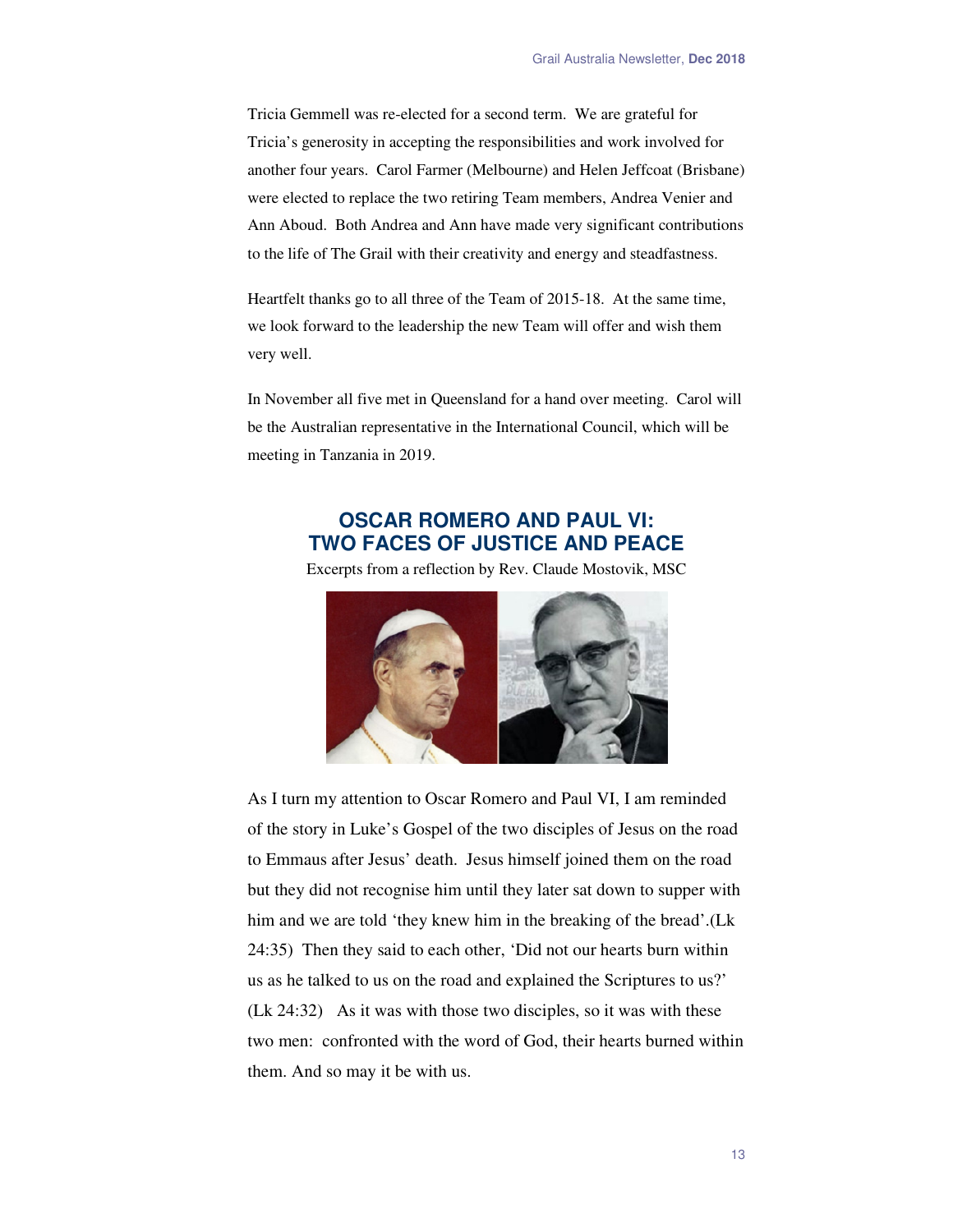Tricia Gemmell was re-elected for a second term. We are grateful for Tricia's generosity in accepting the responsibilities and work involved for another four years. Carol Farmer (Melbourne) and Helen Jeffcoat (Brisbane) were elected to replace the two retiring Team members, Andrea Venier and Ann Aboud. Both Andrea and Ann have made very significant contributions to the life of The Grail with their creativity and energy and steadfastness.

Heartfelt thanks go to all three of the Team of 2015-18. At the same time, we look forward to the leadership the new Team will offer and wish them very well.

In November all five met in Queensland for a hand over meeting. Carol will be the Australian representative in the International Council, which will be meeting in Tanzania in 2019.

## OSCAR ROMERO AND PAUL VI: TWO FACES OF JUSTICE AND PEACE

Excerpts from a reflection by Rev. Claude Mostovik, MSC

As I turn my attention to Oscar Romero and Paul VI, I am reminded of the story in Luke's Gospel of the two disciples of Jesus on the road to Emmaus after Jesus' death. Jesus himself joined them on the road but they did not recognise him until they later sat down to supper with him and we are told 'they knew him in the breaking of the bread'.(Lk 24:35) Then they said to each other, 'Did not our hearts burn within us as he talked to us on the road and explained the Scriptures to us?' (Lk 24:32) As it was with those two disciples, so it was with these two men: confronted with the word of God, their hearts burned within them. And so may it be with us.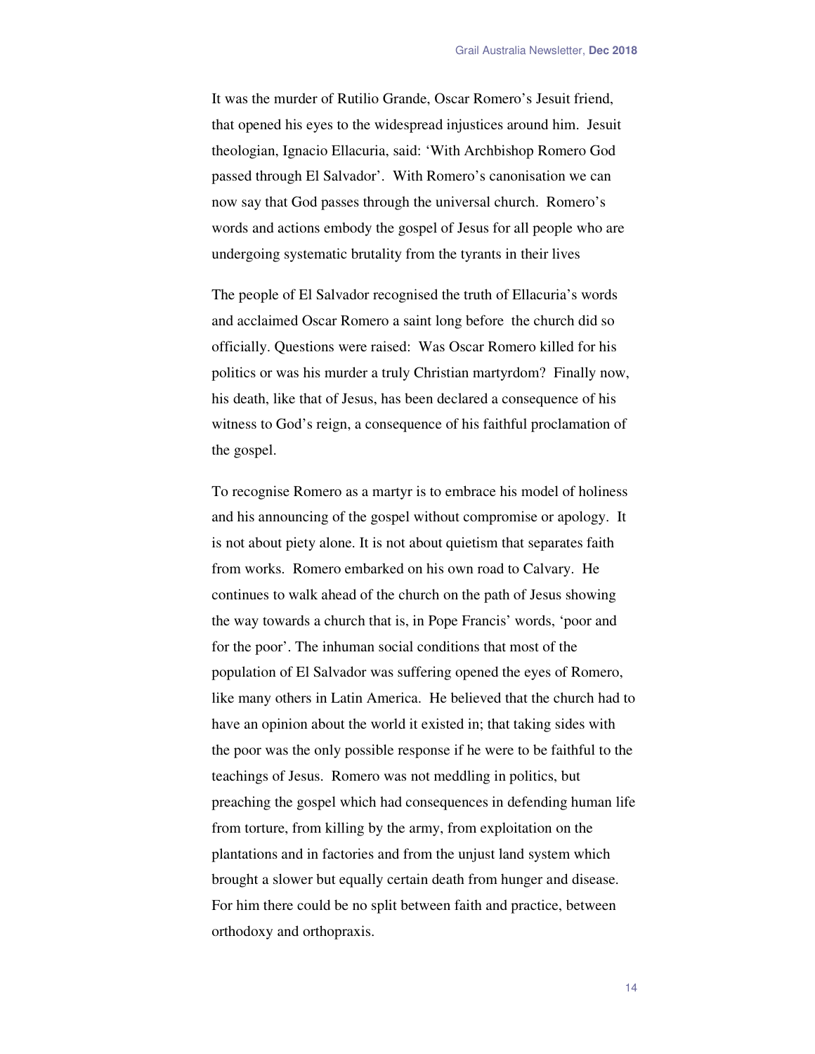It was the murder of Rutilio Grande, Oscar Romero's Jesuit friend, that opened his eyes to the widespread injustices around him. Jesuit theologian, Ignacio Ellacuria, said: 'With Archbishop Romero God passed through El Salvador'. With Romero's canonisation we can now say that God passes through the universal church. Romero's words and actions embody the gospel of Jesus for all people who are undergoing systematic brutality from the tyrants in their lives

The people of El Salvador recognised the truth of Ellacuria's words and acclaimed Oscar Romero a saint long before the church did so officially. Questions were raised: Was Oscar Romero killed for his politics or was his murder a truly Christian martyrdom? Finally now, his death, like that of Jesus, has been declared a consequence of his witness to God's reign, a consequence of his faithful proclamation of the gospel.

To recognise Romero as a martyr is to embrace his model of holiness and his announcing of the gospel without compromise or apology. It is not about piety alone. It is not about quietism that separates faith from works. Romero embarked on his own road to Calvary. He continues to walk ahead of the church on the path of Jesus showing the way towards a church that is, in Pope Francis' words, 'poor and for the poor'. The inhuman social conditions that most of the population of El Salvador was suffering opened the eyes of Romero, like many others in Latin America. He believed that the church had to have an opinion about the world it existed in; that taking sides with the poor was the only possible response if he were to be faithful to the teachings of Jesus. Romero was not meddling in politics, but preaching the gospel which had consequences in defending human life from torture, from killing by the army, from exploitation on the plantations and in factories and from the unjust land system which brought a slower but equally certain death from hunger and disease. For him there could be no split between faith and practice, between orthodoxy and orthopraxis.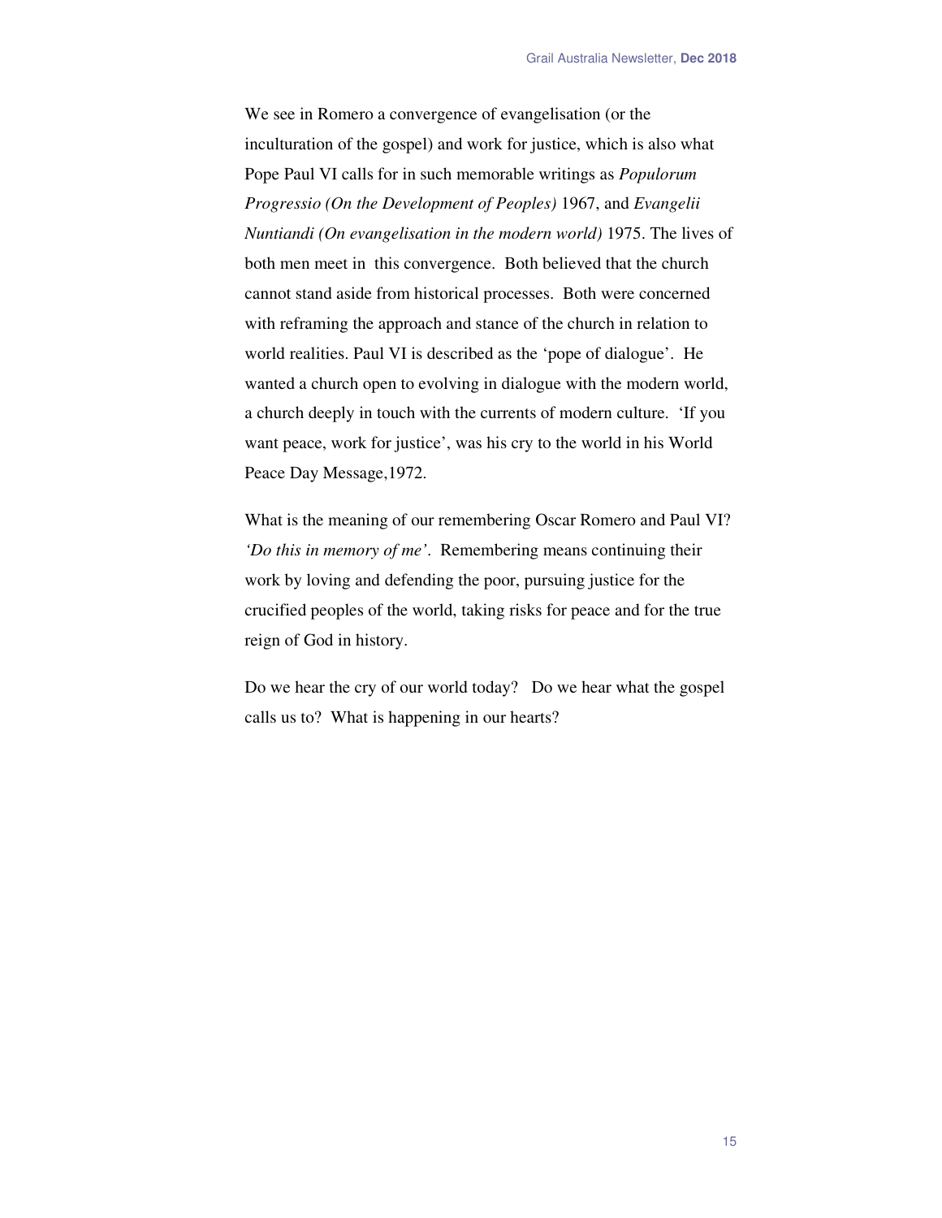We see in Romero a convergence of evangelisation (or the inculturation of the gospel) and work for justice, which is also what Pope Paul VI calls for in such memorable writings as *Populorum Progressio (On the Development of Peoples)* 1967, and *Evangelii Nuntiandi (On evangelisation in the modern world)* 1975. The lives of both men meet in this convergence. Both believed that the church cannot stand aside from historical processes. Both were concerned with reframing the approach and stance of the church in relation to world realities. Paul VI is described as the 'pope of dialogue'. He wanted a church open to evolving in dialogue with the modern world, a church deeply in touch with the currents of modern culture. 'If you want peace, work for justice', was his cry to the world in his World Peace Day Message,1972.

What is the meaning of our remembering Oscar Romero and Paul VI? *'Do this in memory of me'*. Remembering means continuing their work by loving and defending the poor, pursuing justice for the crucified peoples of the world, taking risks for peace and for the true reign of God in history.

Do we hear the cry of our world today? Do we hear what the gospel calls us to? What is happening in our hearts?